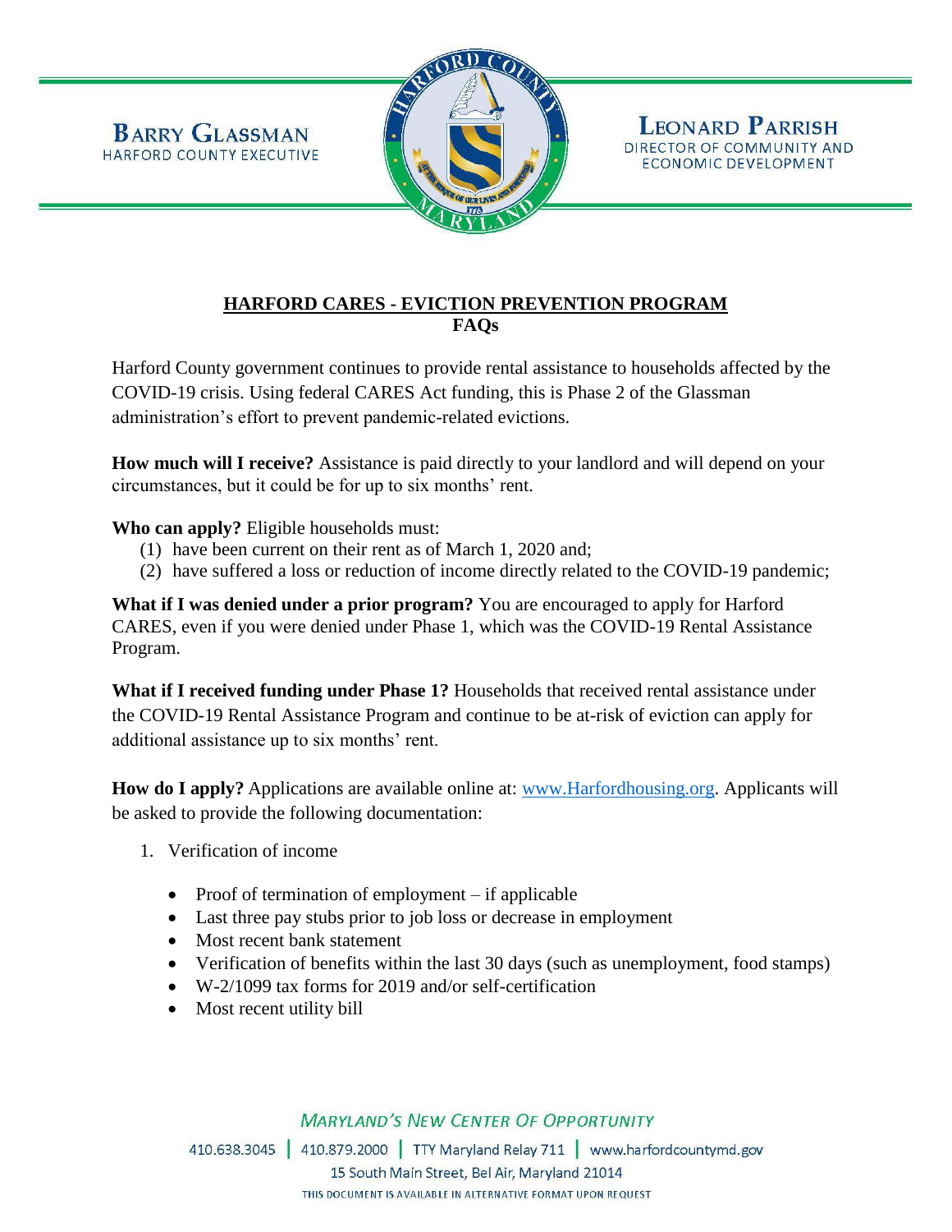**Barry Glassman**
Harford County Executive

**Leonard Parrish**
Director of Community and Economic Development

## HARFORD CARES - EVICTION PREVENTION PROGRAM
## FAQs

Harford County government continues to provide rental assistance to households affected by the COVID-19 crisis. Using federal CARES Act funding, this is Phase 2 of the Glassman administration's effort to prevent pandemic-related evictions.

**How much will I receive?** Assistance is paid directly to your landlord and will depend on your circumstances, but it could be for up to six months' rent.

**Who can apply?** Eligible households must:

(1) have been current on their rent as of March 1, 2020 and;
(2) have suffered a loss or reduction of income directly related to the COVID-19 pandemic;

**What if I was denied under a prior program?** You are encouraged to apply for Harford CARES, even if you were denied under Phase 1, which was the COVID-19 Rental Assistance Program.

**What if I received funding under Phase 1?** Households that received rental assistance under the COVID-19 Rental Assistance Program and continue to be at-risk of eviction can apply for additional assistance up to six months' rent.

**How do I apply?** Applications are available online at: www.Harfordhousing.org. Applicants will be asked to provide the following documentation:

1. Verification of income
   - Proof of termination of employment – if applicable
   - Last three pay stubs prior to job loss or decrease in employment
   - Most recent bank statement
   - Verification of benefits within the last 30 days (such as unemployment, food stamps)
   - W-2/1099 tax forms for 2019 and/or self-certification
   - Most recent utility bill

*Maryland's New Center Of Opportunity*

410.638.3045 | 410.879.2000 | TTY Maryland Relay 711 | www.harfordcountymd.gov
15 South Main Street, Bel Air, Maryland 21014
THIS DOCUMENT IS AVAILABLE IN ALTERNATIVE FORMAT UPON REQUEST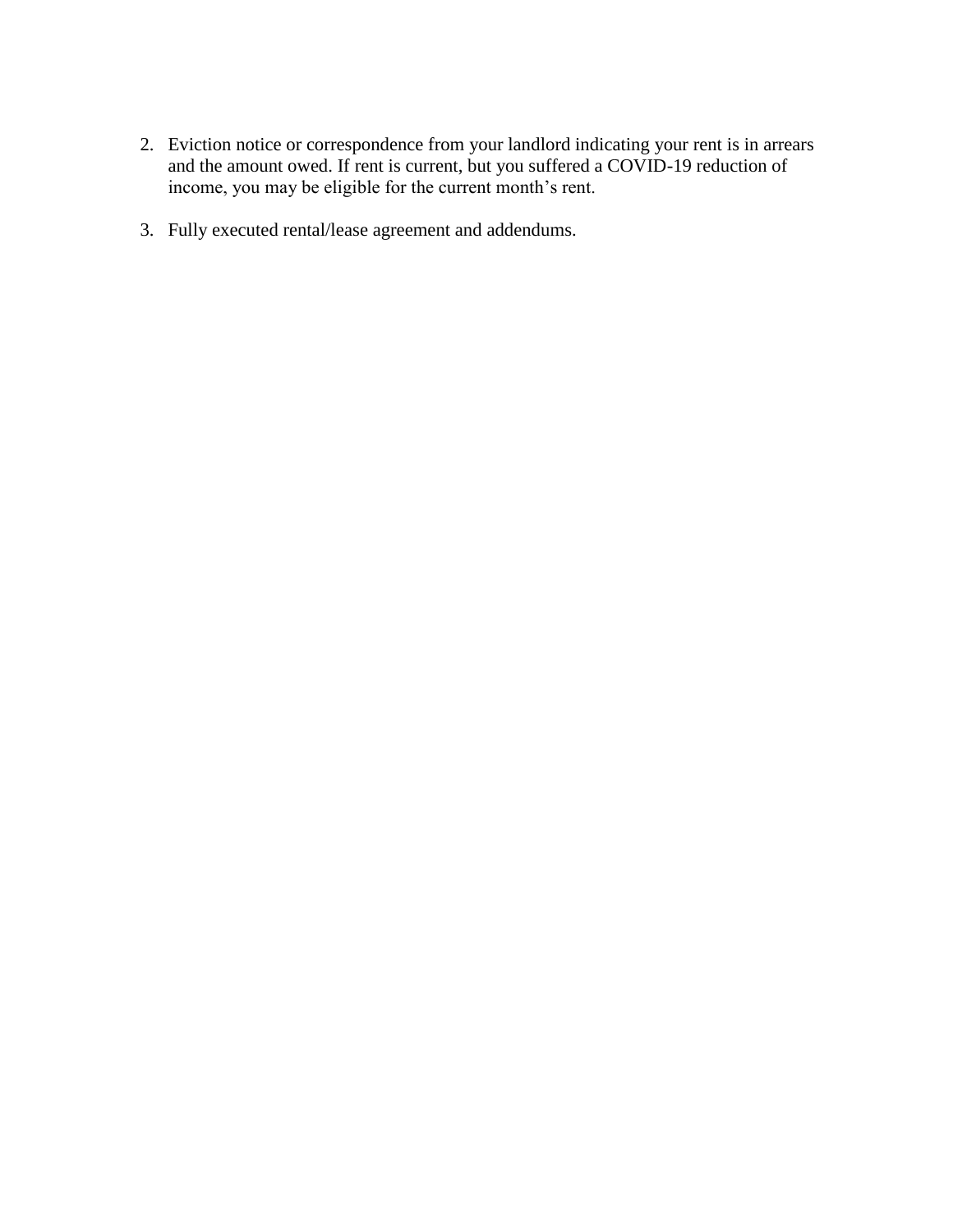2. Eviction notice or correspondence from your landlord indicating your rent is in arrears and the amount owed. If rent is current, but you suffered a COVID-19 reduction of income, you may be eligible for the current month's rent.

3. Fully executed rental/lease agreement and addendums.